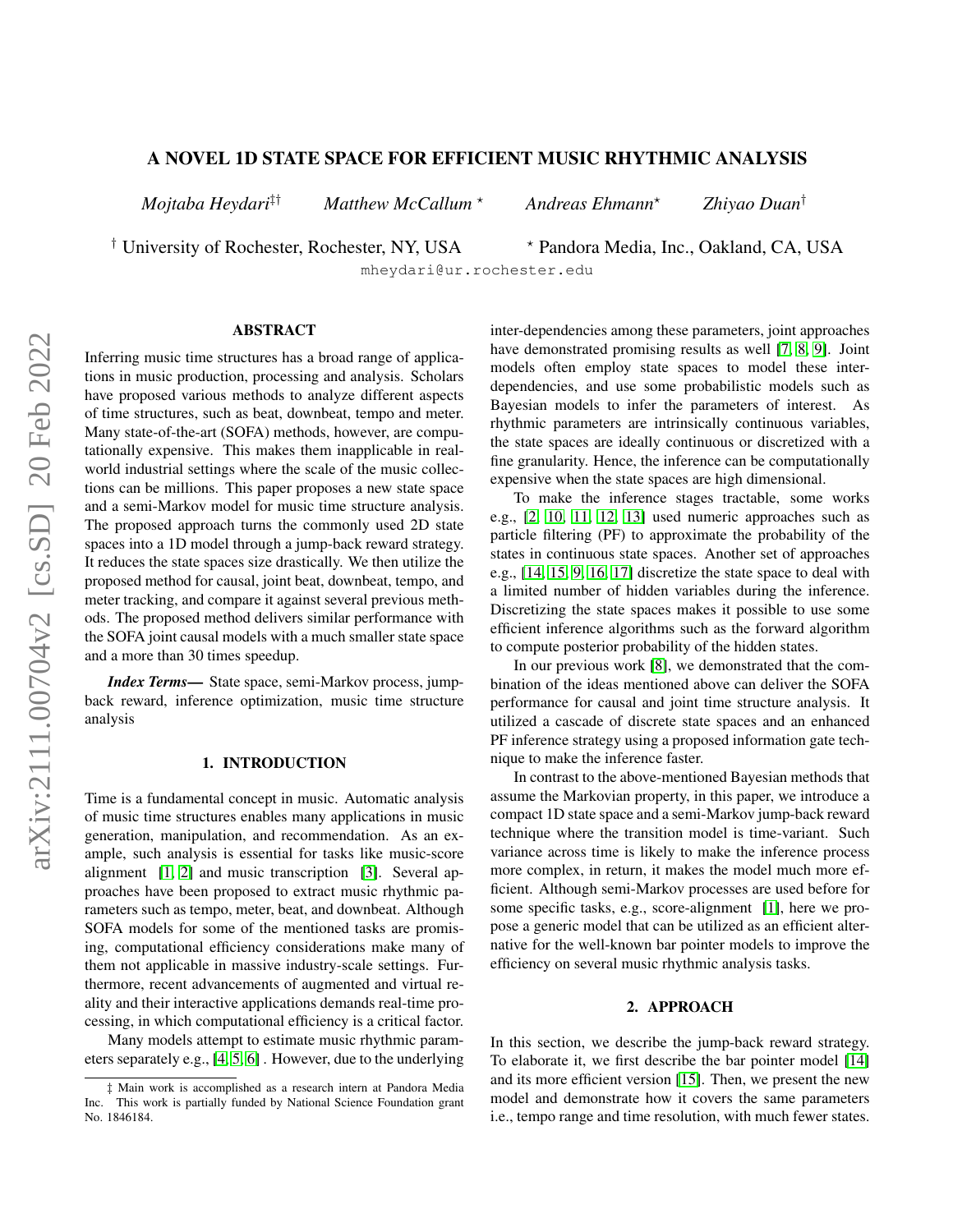# A NOVEL 1D STATE SPACE FOR EFFICIENT MUSIC RHYTHMIC ANALYSIS

*Mojtaba Heydari*[‡†] *Matthew McCallum* [⋆] *Andreas Ehmann*[⋆] *Zhiyao Duan*[†]

[†] University of Rochester, Rochester, NY, USA [⋆] Pandora Media, Inc., Oakland, CA, USA

mheydari@ur.rochester.edu

## ABSTRACT

Inferring music time structures has a broad range of applications in music production, processing and analysis. Scholars have proposed various methods to analyze different aspects of time structures, such as beat, downbeat, tempo and meter. Many state-of-the-art (SOFA) methods, however, are computationally expensive. This makes them inapplicable in real-world industrial settings where the scale of the music collections can be millions. This paper proposes a new state space and a semi-Markov model for music time structure analysis. The proposed approach turns the commonly used 2D state spaces into a 1D model through a jump-back reward strategy. It reduces the state spaces size drastically. We then utilize the proposed method for causal, joint beat, downbeat, tempo, and meter tracking, and compare it against several previous methods. The proposed method delivers similar performance with the SOFA joint causal models with a much smaller state space and a more than 30 times speedup.

***Index Terms***— State space, semi-Markov process, jump-back reward, inference optimization, music time structure analysis

## 1. INTRODUCTION

Time is a fundamental concept in music. Automatic analysis of music time structures enables many applications in music generation, manipulation, and recommendation. As an example, such analysis is essential for tasks like music-score alignment [1, 2] and music transcription [3]. Several approaches have been proposed to extract music rhythmic parameters such as tempo, meter, beat, and downbeat. Although SOFA models for some of the mentioned tasks are promising, computational efficiency considerations make many of them not applicable in massive industry-scale settings. Furthermore, recent advancements of augmented and virtual reality and their interactive applications demands real-time processing, in which computational efficiency is a critical factor.

Many models attempt to estimate music rhythmic parameters separately e.g., [4, 5, 6] . However, due to the underlying inter-dependencies among these parameters, joint approaches have demonstrated promising results as well [7, 8, 9]. Joint models often employ state spaces to model these inter-dependencies, and use some probabilistic models such as Bayesian models to infer the parameters of interest. As rhythmic parameters are intrinsically continuous variables, the state spaces are ideally continuous or discretized with a fine granularity. Hence, the inference can be computationally expensive when the state spaces are high dimensional.

To make the inference stages tractable, some works e.g., [2, 10, 11, 12, 13] used numeric approaches such as particle filtering (PF) to approximate the probability of the states in continuous state spaces. Another set of approaches e.g., [14, 15, 9, 16, 17] discretize the state space to deal with a limited number of hidden variables during the inference. Discretizing the state spaces makes it possible to use some efficient inference algorithms such as the forward algorithm to compute posterior probability of the hidden states.

In our previous work [8], we demonstrated that the combination of the ideas mentioned above can deliver the SOFA performance for causal and joint time structure analysis. It utilized a cascade of discrete state spaces and an enhanced PF inference strategy using a proposed information gate technique to make the inference faster.

In contrast to the above-mentioned Bayesian methods that assume the Markovian property, in this paper, we introduce a compact 1D state space and a semi-Markov jump-back reward technique where the transition model is time-variant. Such variance across time is likely to make the inference process more complex, in return, it makes the model much more efficient. Although semi-Markov processes are used before for some specific tasks, e.g., score-alignment [1], here we propose a generic model that can be utilized as an efficient alternative for the well-known bar pointer models to improve the efficiency on several music rhythmic analysis tasks.

## 2. APPROACH

In this section, we describe the jump-back reward strategy. To elaborate it, we first describe the bar pointer model [14] and its more efficient version [15]. Then, we present the new model and demonstrate how it covers the same parameters i.e., tempo range and time resolution, with much fewer states.

‡ Main work is accomplished as a research intern at Pandora Media Inc. This work is partially funded by National Science Foundation grant No. 1846184.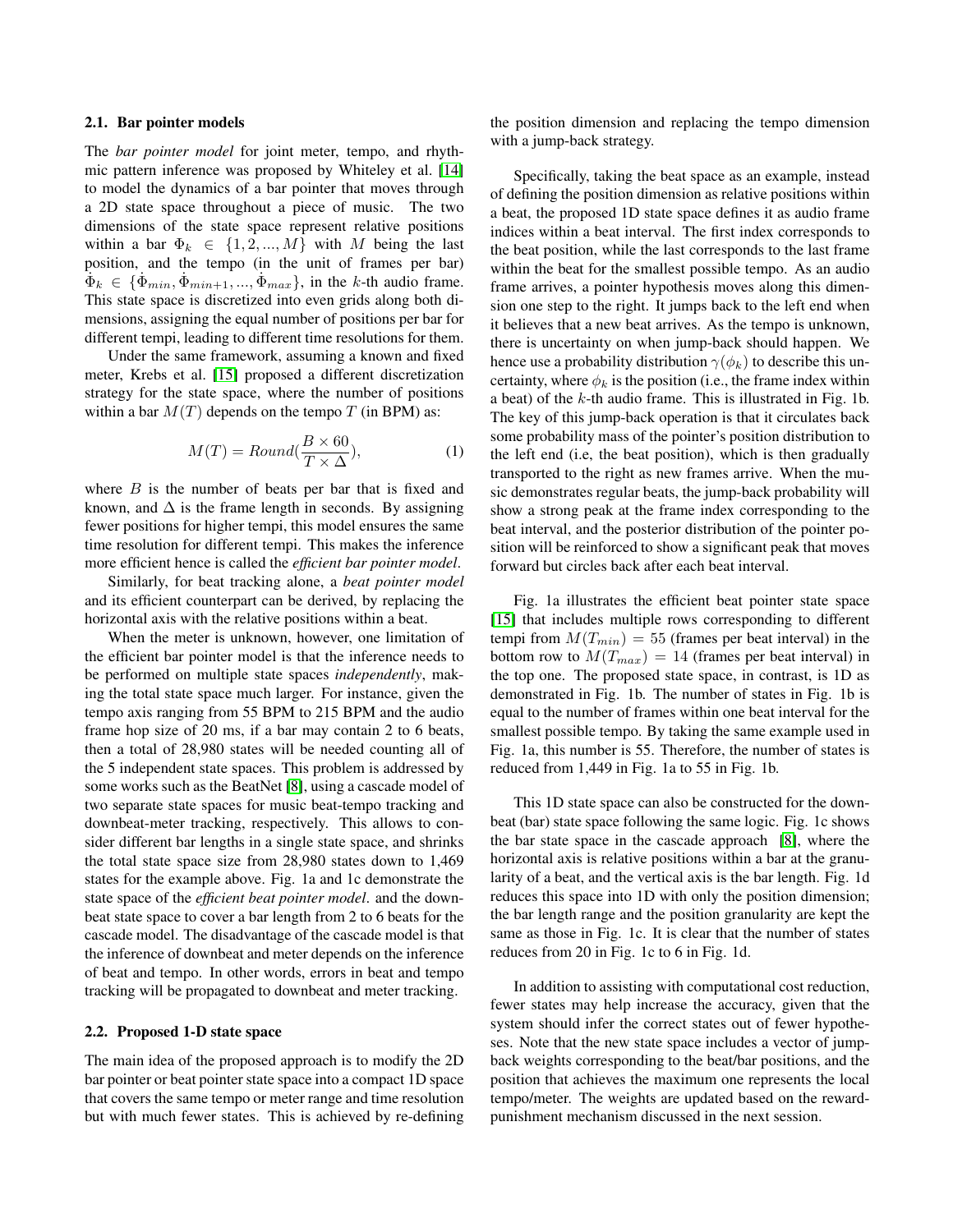### 2.1. Bar pointer models

The *bar pointer model* for joint meter, tempo, and rhythmic pattern inference was proposed by Whiteley et al. [14] to model the dynamics of a bar pointer that moves through a 2D state space throughout a piece of music. The two dimensions of the state space represent relative positions within a bar $\Phi_k \in \{1, 2, ..., M\}$ with $M$ being the last position, and the tempo (in the unit of frames per bar) $\dot{\Phi}_k \in \{\dot{\Phi}_{min}, \dot{\Phi}_{min+1}, ..., \dot{\Phi}_{max}\}$, in the $k$-th audio frame. This state space is discretized into even grids along both dimensions, assigning the equal number of positions per bar for different tempi, leading to different time resolutions for them.

Under the same framework, assuming a known and fixed meter, Krebs et al. [15] proposed a different discretization strategy for the state space, where the number of positions within a bar $M(T)$ depends on the tempo $T$ (in BPM) as:

$$M(T) = Round(\frac{B \times 60}{T \times \Delta}), \tag{1}$$

where $B$ is the number of beats per bar that is fixed and known, and $\Delta$ is the frame length in seconds. By assigning fewer positions for higher tempi, this model ensures the same time resolution for different tempi. This makes the inference more efficient hence is called the *efficient bar pointer model*.

Similarly, for beat tracking alone, a *beat pointer model* and its efficient counterpart can be derived, by replacing the horizontal axis with the relative positions within a beat.

When the meter is unknown, however, one limitation of the efficient bar pointer model is that the inference needs to be performed on multiple state spaces *independently*, making the total state space much larger. For instance, given the tempo axis ranging from 55 BPM to 215 BPM and the audio frame hop size of 20 ms, if a bar may contain 2 to 6 beats, then a total of 28,980 states will be needed counting all of the 5 independent state spaces. This problem is addressed by some works such as the BeatNet [8], using a cascade model of two separate state spaces for music beat-tempo tracking and downbeat-meter tracking, respectively. This allows to consider different bar lengths in a single state space, and shrinks the total state space size from 28,980 states down to 1,469 states for the example above. Fig. 1a and 1c demonstrate the state space of the *efficient beat pointer model*. and the downbeat state space to cover a bar length from 2 to 6 beats for the cascade model. The disadvantage of the cascade model is that the inference of downbeat and meter depends on the inference of beat and tempo. In other words, errors in beat and tempo tracking will be propagated to downbeat and meter tracking.

### 2.2. Proposed 1-D state space

The main idea of the proposed approach is to modify the 2D bar pointer or beat pointer state space into a compact 1D space that covers the same tempo or meter range and time resolution but with much fewer states. This is achieved by re-defining the position dimension and replacing the tempo dimension with a jump-back strategy.

Specifically, taking the beat space as an example, instead of defining the position dimension as relative positions within a beat, the proposed 1D state space defines it as audio frame indices within a beat interval. The first index corresponds to the beat position, while the last corresponds to the last frame within the beat for the smallest possible tempo. As an audio frame arrives, a pointer hypothesis moves along this dimension one step to the right. It jumps back to the left end when it believes that a new beat arrives. As the tempo is unknown, there is uncertainty on when jump-back should happen. We hence use a probability distribution $\gamma(\phi_k)$ to describe this uncertainty, where $\phi_k$ is the position (i.e., the frame index within a beat) of the $k$-th audio frame. This is illustrated in Fig. 1b. The key of this jump-back operation is that it circulates back some probability mass of the pointer's position distribution to the left end (i.e, the beat position), which is then gradually transported to the right as new frames arrive. When the music demonstrates regular beats, the jump-back probability will show a strong peak at the frame index corresponding to the beat interval, and the posterior distribution of the pointer position will be reinforced to show a significant peak that moves forward but circles back after each beat interval.

Fig. 1a illustrates the efficient beat pointer state space [15] that includes multiple rows corresponding to different tempi from $M(T_{min}) = 55$ (frames per beat interval) in the bottom row to $M(T_{max}) = 14$ (frames per beat interval) in the top one. The proposed state space, in contrast, is 1D as demonstrated in Fig. 1b. The number of states in Fig. 1b is equal to the number of frames within one beat interval for the smallest possible tempo. By taking the same example used in Fig. 1a, this number is 55. Therefore, the number of states is reduced from 1,449 in Fig. 1a to 55 in Fig. 1b.

This 1D state space can also be constructed for the downbeat (bar) state space following the same logic. Fig. 1c shows the bar state space in the cascade approach [8], where the horizontal axis is relative positions within a bar at the granularity of a beat, and the vertical axis is the bar length. Fig. 1d reduces this space into 1D with only the position dimension; the bar length range and the position granularity are kept the same as those in Fig. 1c. It is clear that the number of states reduces from 20 in Fig. 1c to 6 in Fig. 1d.

In addition to assisting with computational cost reduction, fewer states may help increase the accuracy, given that the system should infer the correct states out of fewer hypotheses. Note that the new state space includes a vector of jump-back weights corresponding to the beat/bar positions, and the position that achieves the maximum one represents the local tempo/meter. The weights are updated based on the reward-punishment mechanism discussed in the next session.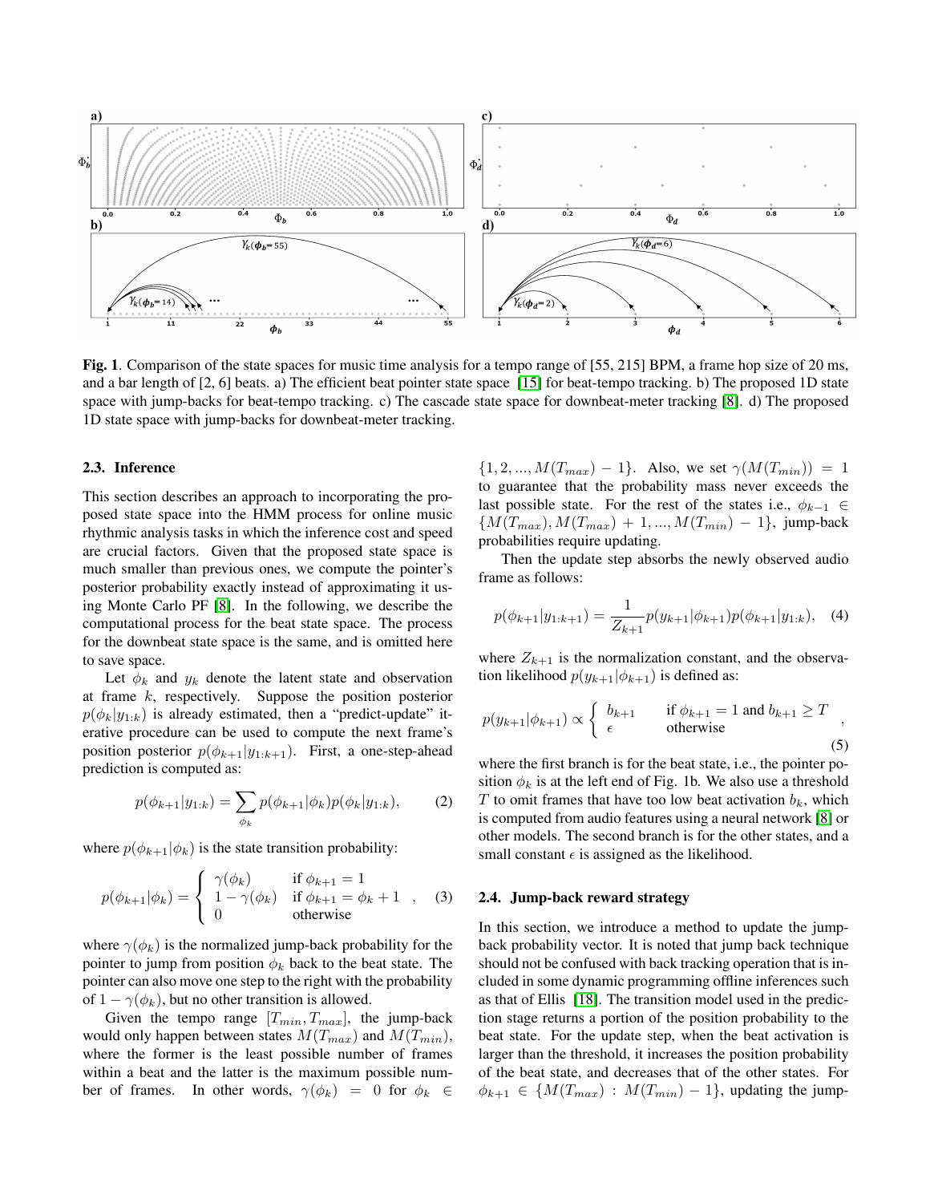**Fig. 1**. Comparison of the state spaces for music time analysis for a tempo range of [55, 215] BPM, a frame hop size of 20 ms, and a bar length of [2, 6] beats. a) The efficient beat pointer state space [15] for beat-tempo tracking. b) The proposed 1D state space with jump-backs for beat-tempo tracking. c) The cascade state space for downbeat-meter tracking [8]. d) The proposed 1D state space with jump-backs for downbeat-meter tracking.

### 2.3. Inference

This section describes an approach to incorporating the proposed state space into the HMM process for online music rhythmic analysis tasks in which the inference cost and speed are crucial factors. Given that the proposed state space is much smaller than previous ones, we compute the pointer's posterior probability exactly instead of approximating it using Monte Carlo PF [8]. In the following, we describe the computational process for the beat state space. The process for the downbeat state space is the same, and is omitted here to save space.

Let $\phi_k$ and $y_k$ denote the latent state and observation at frame $k$, respectively. Suppose the position posterior $p(\phi_k|y_{1:k})$ is already estimated, then a "predict-update" iterative procedure can be used to compute the next frame's position posterior $p(\phi_{k+1}|y_{1:k+1})$. First, a one-step-ahead prediction is computed as:

$$p(\phi_{k+1}|y_{1:k}) = \sum_{\phi_k} p(\phi_{k+1}|\phi_k)p(\phi_k|y_{1:k}), \tag{2}$$

where $p(\phi_{k+1}|\phi_k)$ is the state transition probability:

$$p(\phi_{k+1}|\phi_k) = \begin{cases} \gamma(\phi_k) & \text{if } \phi_{k+1} = 1 \\ 1 - \gamma(\phi_k) & \text{if } \phi_{k+1} = \phi_k + 1 \\ 0 & \text{otherwise} \end{cases}, \tag{3}$$

where $\gamma(\phi_k)$ is the normalized jump-back probability for the pointer to jump from position $\phi_k$ back to the beat state. The pointer can also move one step to the right with the probability of $1 - \gamma(\phi_k)$, but no other transition is allowed.

Given the tempo range $[T_{min}, T_{max}]$, the jump-back would only happen between states $M(T_{max})$ and $M(T_{min})$, where the former is the least possible number of frames within a beat and the latter is the maximum possible number of frames. In other words, $\gamma(\phi_k) = 0$ for $\phi_k \in \{1, 2, ..., M(T_{max}) - 1\}$. Also, we set $\gamma(M(T_{min})) = 1$ to guarantee that the probability mass never exceeds the last possible state. For the rest of the states i.e., $\phi_{k-1} \in \{M(T_{max}), M(T_{max}) + 1, ..., M(T_{min}) - 1\}$, jump-back probabilities require updating.

Then the update step absorbs the newly observed audio frame as follows:

$$p(\phi_{k+1}|y_{1:k+1}) = \frac{1}{Z_{k+1}} p(y_{k+1}|\phi_{k+1})p(\phi_{k+1}|y_{1:k}), \tag{4}$$

where $Z_{k+1}$ is the normalization constant, and the observation likelihood $p(y_{k+1}|\phi_{k+1})$ is defined as:

$$p(y_{k+1}|\phi_{k+1}) \propto \begin{cases} b_{k+1} & \text{if } \phi_{k+1} = 1 \text{ and } b_{k+1} \geq T \\ \epsilon & \text{otherwise} \end{cases}, \tag{5}$$

where the first branch is for the beat state, i.e., the pointer position $\phi_k$ is at the left end of Fig. 1b. We also use a threshold $T$ to omit frames that have too low beat activation $b_k$, which is computed from audio features using a neural network [8] or other models. The second branch is for the other states, and a small constant $\epsilon$ is assigned as the likelihood.

### 2.4. Jump-back reward strategy

In this section, we introduce a method to update the jump-back probability vector. It is noted that jump back technique should not be confused with back tracking operation that is included in some dynamic programming offline inferences such as that of Ellis [18]. The transition model used in the prediction stage returns a portion of the position probability to the beat state. For the update step, when the beat activation is larger than the threshold, it increases the position probability of the beat state, and decreases that of the other states. For $\phi_{k+1} \in \{M(T_{max}) : M(T_{min}) - 1\}$, updating the jump-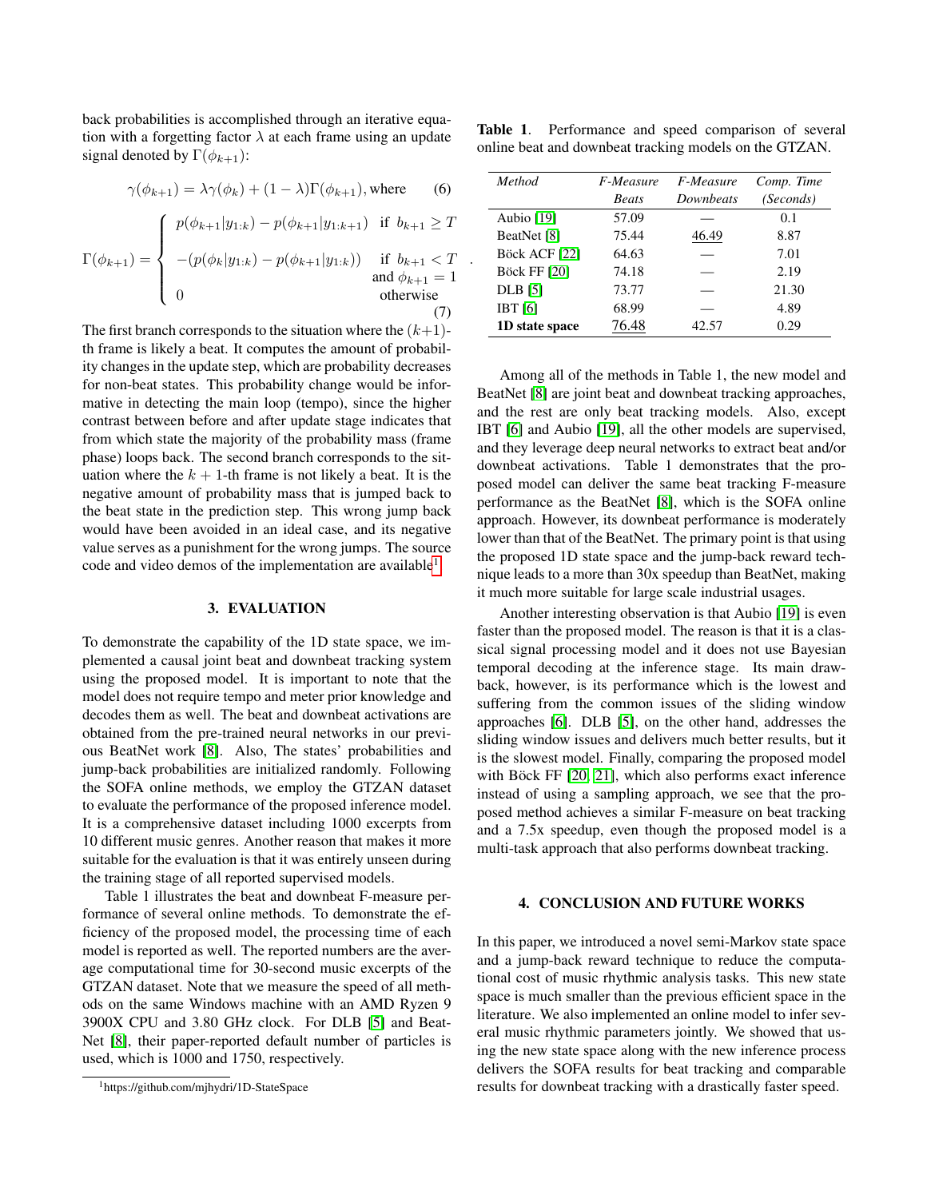back probabilities is accomplished through an iterative equation with a forgetting factor $\lambda$ at each frame using an update signal denoted by $\Gamma(\phi_{k+1})$:

$$\gamma(\phi_{k+1}) = \lambda\gamma(\phi_k) + (1-\lambda)\Gamma(\phi_{k+1}), \text{where} \quad (6)$$

$$\Gamma(\phi_{k+1}) = \begin{cases} p(\phi_{k+1}|y_{1:k}) - p(\phi_{k+1}|y_{1:k+1}) & \text{if } b_{k+1} \geq T \\ -(p(\phi_k|y_{1:k}) - p(\phi_k|y_{1:k})) & \text{if } b_{k+1} < T \\ & \text{and } \phi_{k+1} = 1 \\ 0 & \text{otherwise} \end{cases} . \quad (7)$$

The first branch corresponds to the situation where the $(k+1)$-th frame is likely a beat. It computes the amount of probability changes in the update step, which are probability decreases for non-beat states. This probability change would be informative in detecting the main loop (tempo), since the higher contrast between before and after update stage indicates that from which state the majority of the probability mass (frame phase) loops back. The second branch corresponds to the situation where the $k+1$-th frame is not likely a beat. It is the negative amount of probability mass that is jumped back to the beat state in the prediction step. This wrong jump back would have been avoided in an ideal case, and its negative value serves as a punishment for the wrong jumps. The source code and video demos of the implementation are available[1].

## 3. EVALUATION

To demonstrate the capability of the 1D state space, we implemented a causal joint beat and downbeat tracking system using the proposed model. It is important to note that the model does not require tempo and meter prior knowledge and decodes them as well. The beat and downbeat activations are obtained from the pre-trained neural networks in our previous BeatNet work [8]. Also, The states' probabilities and jump-back probabilities are initialized randomly. Following the SOFA online methods, we employ the GTZAN dataset to evaluate the performance of the proposed inference model. It is a comprehensive dataset including 1000 excerpts from 10 different music genres. Another reason that makes it more suitable for the evaluation is that it was entirely unseen during the training stage of all reported supervised models.

Table 1 illustrates the beat and downbeat F-measure performance of several online methods. To demonstrate the efficiency of the proposed model, the processing time of each model is reported as well. The reported numbers are the average computational time for 30-second music excerpts of the GTZAN dataset. Note that we measure the speed of all methods on the same Windows machine with an AMD Ryzen 9 3900X CPU and 3.80 GHz clock. For DLB [5] and BeatNet [8], their paper-reported default number of particles is used, which is 1000 and 1750, respectively.

[1] https://github.com/mjhydri/1D-StateSpace

**Table 1**. Performance and speed comparison of several online beat and downbeat tracking models on the GTZAN.

| *Method* | *F-Measure Beats* | *F-Measure Downbeats* | *Comp. Time (Seconds)* |
|---|---|---|---|
| Aubio [19] | 57.09 | — | 0.1 |
| BeatNet [8] | 75.44 | <u>46.49</u> | 8.87 |
| Böck ACF [22] | 64.63 | — | 7.01 |
| Böck FF [20] | 74.18 | — | 2.19 |
| DLB [5] | 73.77 | — | 21.30 |
| IBT [6] | 68.99 | — | 4.89 |
| **1D state space** | <u>76.48</u> | 42.57 | 0.29 |

Among all of the methods in Table 1, the new model and BeatNet [8] are joint beat and downbeat tracking approaches, and the rest are only beat tracking models. Also, except IBT [6] and Aubio [19], all the other models are supervised, and they leverage deep neural networks to extract beat and/or downbeat activations. Table 1 demonstrates that the proposed model can deliver the same beat tracking F-measure performance as the BeatNet [8], which is the SOFA online approach. However, its downbeat performance is moderately lower than that of the BeatNet. The primary point is that using the proposed 1D state space and the jump-back reward technique leads to a more than 30x speedup than BeatNet, making it much more suitable for large scale industrial usages.

Another interesting observation is that Aubio [19] is even faster than the proposed model. The reason is that it is a classical signal processing model and it does not use Bayesian temporal decoding at the inference stage. Its main drawback, however, is its performance which is the lowest and suffering from the common issues of the sliding window approaches [6]. DLB [5], on the other hand, addresses the sliding window issues and delivers much better results, but it is the slowest model. Finally, comparing the proposed model with Böck FF [20, 21], which also performs exact inference instead of using a sampling approach, we see that the proposed method achieves a similar F-measure on beat tracking and a 7.5x speedup, even though the proposed model is a multi-task approach that also performs downbeat tracking.

## 4. CONCLUSION AND FUTURE WORKS

In this paper, we introduced a novel semi-Markov state space and a jump-back reward technique to reduce the computational cost of music rhythmic analysis tasks. This new state space is much smaller than the previous efficient space in the literature. We also implemented an online model to infer several music rhythmic parameters jointly. We showed that using the new state space along with the new inference process delivers the SOFA results for beat tracking and comparable results for downbeat tracking with a drastically faster speed.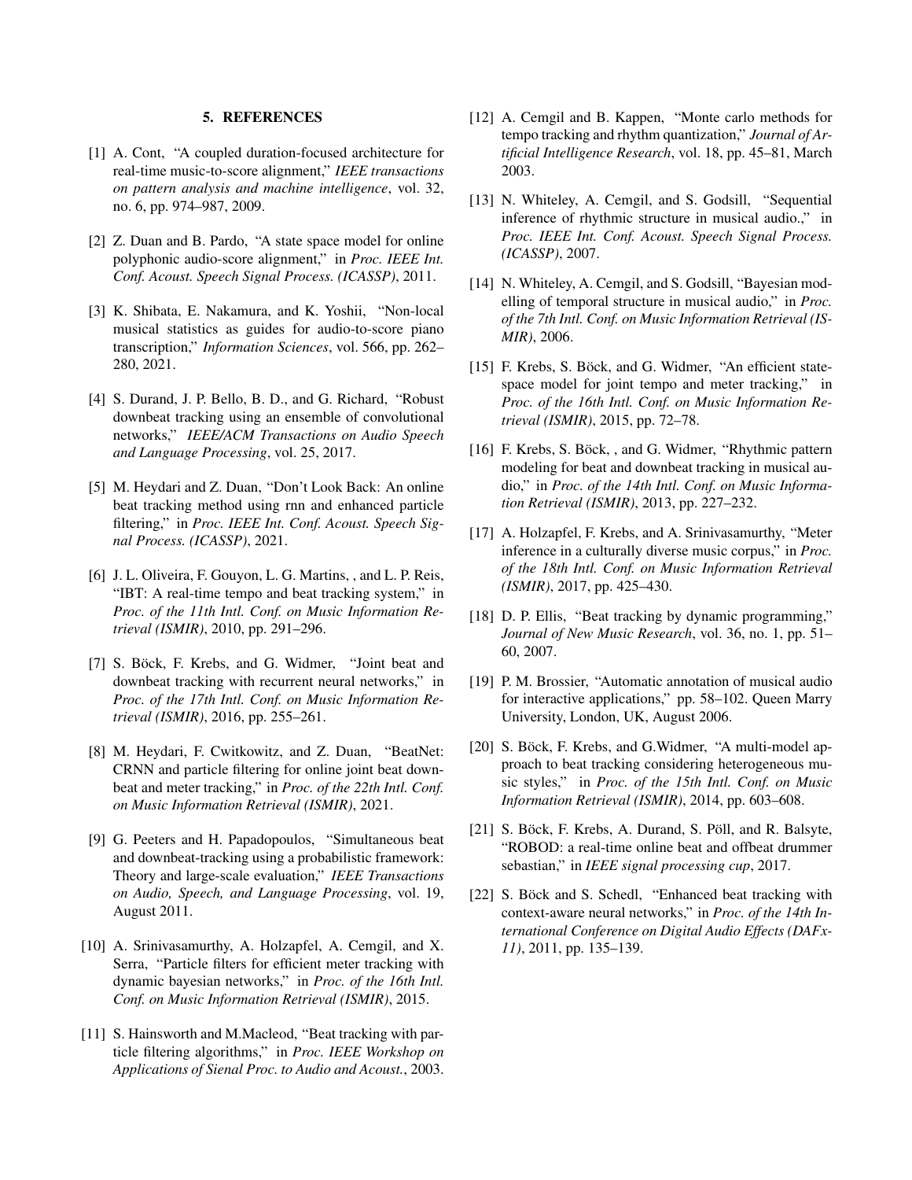## 5. REFERENCES

[1] A. Cont, "A coupled duration-focused architecture for real-time music-to-score alignment," *IEEE transactions on pattern analysis and machine intelligence*, vol. 32, no. 6, pp. 974–987, 2009.

[2] Z. Duan and B. Pardo, "A state space model for online polyphonic audio-score alignment," in *Proc. IEEE Int. Conf. Acoust. Speech Signal Process. (ICASSP)*, 2011.

[3] K. Shibata, E. Nakamura, and K. Yoshii, "Non-local musical statistics as guides for audio-to-score piano transcription," *Information Sciences*, vol. 566, pp. 262–280, 2021.

[4] S. Durand, J. P. Bello, B. D., and G. Richard, "Robust downbeat tracking using an ensemble of convolutional networks," *IEEE/ACM Transactions on Audio Speech and Language Processing*, vol. 25, 2017.

[5] M. Heydari and Z. Duan, "Don't Look Back: An online beat tracking method using rnn and enhanced particle filtering," in *Proc. IEEE Int. Conf. Acoust. Speech Signal Process. (ICASSP)*, 2021.

[6] J. L. Oliveira, F. Gouyon, L. G. Martins, , and L. P. Reis, "IBT: A real-time tempo and beat tracking system," in *Proc. of the 11th Intl. Conf. on Music Information Retrieval (ISMIR)*, 2010, pp. 291–296.

[7] S. Böck, F. Krebs, and G. Widmer, "Joint beat and downbeat tracking with recurrent neural networks," in *Proc. of the 17th Intl. Conf. on Music Information Retrieval (ISMIR)*, 2016, pp. 255–261.

[8] M. Heydari, F. Cwitkowitz, and Z. Duan, "BeatNet: CRNN and particle filtering for online joint beat downbeat and meter tracking," in *Proc. of the 22th Intl. Conf. on Music Information Retrieval (ISMIR)*, 2021.

[9] G. Peeters and H. Papadopoulos, "Simultaneous beat and downbeat-tracking using a probabilistic framework: Theory and large-scale evaluation," *IEEE Transactions on Audio, Speech, and Language Processing*, vol. 19, August 2011.

[10] A. Srinivasamurthy, A. Holzapfel, A. Cemgil, and X. Serra, "Particle filters for efficient meter tracking with dynamic bayesian networks," in *Proc. of the 16th Intl. Conf. on Music Information Retrieval (ISMIR)*, 2015.

[11] S. Hainsworth and M.Macleod, "Beat tracking with particle filtering algorithms," in *Proc. IEEE Workshop on Applications of Sienal Proc. to Audio and Acoust.*, 2003.

[12] A. Cemgil and B. Kappen, "Monte carlo methods for tempo tracking and rhythm quantization," *Journal of Artificial Intelligence Research*, vol. 18, pp. 45–81, March 2003.

[13] N. Whiteley, A. Cemgil, and S. Godsill, "Sequential inference of rhythmic structure in musical audio.," in *Proc. IEEE Int. Conf. Acoust. Speech Signal Process. (ICASSP)*, 2007.

[14] N. Whiteley, A. Cemgil, and S. Godsill, "Bayesian modelling of temporal structure in musical audio," in *Proc. of the 7th Intl. Conf. on Music Information Retrieval (ISMIR)*, 2006.

[15] F. Krebs, S. Böck, and G. Widmer, "An efficient state-space model for joint tempo and meter tracking," in *Proc. of the 16th Intl. Conf. on Music Information Retrieval (ISMIR)*, 2015, pp. 72–78.

[16] F. Krebs, S. Böck, , and G. Widmer, "Rhythmic pattern modeling for beat and downbeat tracking in musical audio," in *Proc. of the 14th Intl. Conf. on Music Information Retrieval (ISMIR)*, 2013, pp. 227–232.

[17] A. Holzapfel, F. Krebs, and A. Srinivasamurthy, "Meter inference in a culturally diverse music corpus," in *Proc. of the 18th Intl. Conf. on Music Information Retrieval (ISMIR)*, 2017, pp. 425–430.

[18] D. P. Ellis, "Beat tracking by dynamic programming," *Journal of New Music Research*, vol. 36, no. 1, pp. 51–60, 2007.

[19] P. M. Brossier, "Automatic annotation of musical audio for interactive applications," pp. 58–102. Queen Marry University, London, UK, August 2006.

[20] S. Böck, F. Krebs, and G.Widmer, "A multi-model approach to beat tracking considering heterogeneous music styles," in *Proc. of the 15th Intl. Conf. on Music Information Retrieval (ISMIR)*, 2014, pp. 603–608.

[21] S. Böck, F. Krebs, A. Durand, S. Pöll, and R. Balsyte, "ROBOD: a real-time online beat and offbeat drummer sebastian," in *IEEE signal processing cup*, 2017.

[22] S. Böck and S. Schedl, "Enhanced beat tracking with context-aware neural networks," in *Proc. of the 14th International Conference on Digital Audio Effects (DAFx-11)*, 2011, pp. 135–139.